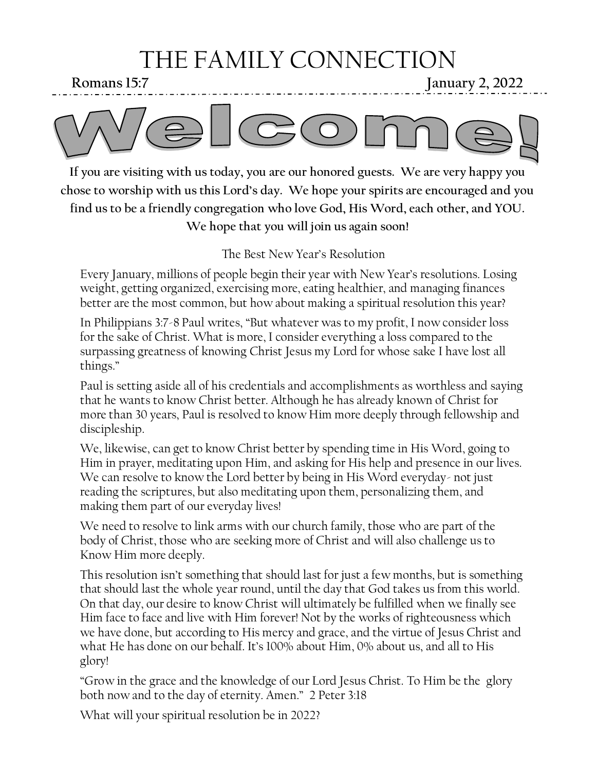# THE FAMILY CONNECTION

**Romans 15:7** **January 2, 2022**

# Welcome!

**If you are visiting with us today, you are our honored guests. We are very happy you chose to worship with us this Lord's day. We hope your spirits are encouraged and you find us to be a friendly congregation who love God, His Word, each other, and YOU. We hope that you will join us again soon!**

## The Best New Year's Resolution

Every January, millions of people begin their year with New Year's resolutions. Losing weight, getting organized, exercising more, eating healthier, and managing finances better are the most common, but how about making a spiritual resolution this year?

In Philippians 3:7-8 Paul writes, "But whatever was to my profit, I now consider loss for the sake of Christ. What is more, I consider everything a loss compared to the surpassing greatness of knowing Christ Jesus my Lord for whose sake I have lost all things."

Paul is setting aside all of his credentials and accomplishments as worthless and saying that he wants to know Christ better. Although he has already known of Christ for more than 30 years, Paul is resolved to know Him more deeply through fellowship and discipleship.

We, likewise, can get to know Christ better by spending time in His Word, going to Him in prayer, meditating upon Him, and asking for His help and presence in our lives. We can resolve to know the Lord better by being in His Word everyday- not just reading the scriptures, but also meditating upon them, personalizing them, and making them part of our everyday lives!

We need to resolve to link arms with our church family, those who are part of the body of Christ, those who are seeking more of Christ and will also challenge us to Know Him more deeply.

This resolution isn't something that should last for just a few months, but is something that should last the whole year round, until the day that God takes us from this world. On that day, our desire to know Christ will ultimately be fulfilled when we finally see Him face to face and live with Him forever! Not by the works of righteousness which we have done, but according to His mercy and grace, and the virtue of Jesus Christ and what He has done on our behalf. It's 100% about Him, 0% about us, and all to His glory!

"Grow in the grace and the knowledge of our Lord Jesus Christ. To Him be the glory both now and to the day of eternity. Amen." 2 Peter 3:18

What will your spiritual resolution be in 2022?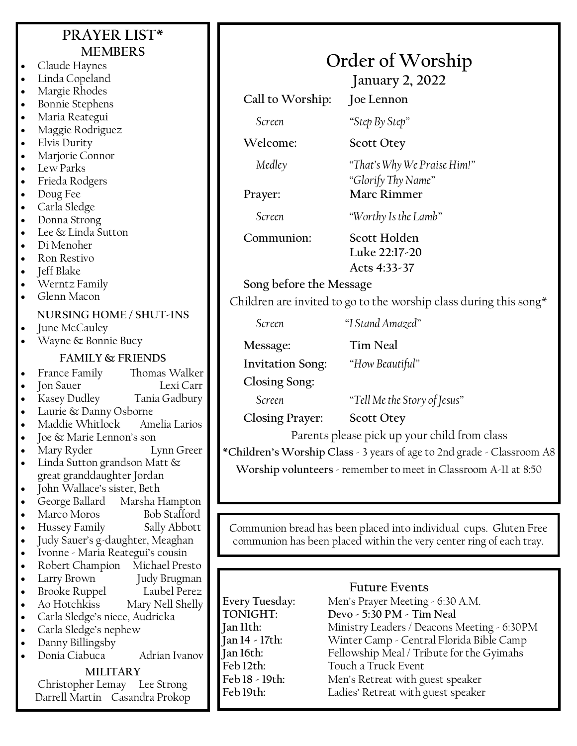## PRAYER LIST*

### MEMBERS

- Claude Haynes
- Linda Copeland
- Margie Rhodes
- Bonnie Stephens
- Maria Reategui
- Maggie Rodriguez
- Elvis Durity
- Marjorie Connor
- Lew Parks
- Frieda Rodgers
- Doug Fee
- Carla Sledge
- Donna Strong
- Lee & Linda Sutton
- Di Menoher
- Ron Restivo
- Jeff Blake
- Werntz Family
- Glenn Macon

### NURSING HOME / SHUT-INS

- June McCauley
- Wayne & Bonnie Bucy

### FAMILY & FRIENDS

- France Family — Thomas Walker
- Jon Sauer — Lexi Carr
- Kasey Dudley — Tania Gadbury
- Laurie & Danny Osborne
- Maddie Whitlock — Amelia Larios
- Joe & Marie Lennon's son
- Mary Ryder — Lynn Greer
- Linda Sutton grandson Matt & great granddaughter Jordan
- John Wallace's sister, Beth
- George Ballard — Marsha Hampton
- Marco Moros — Bob Stafford
- Hussey Family — Sally Abbott
- Judy Sauer's g-daughter, Meaghan
- Ivonne - Maria Reategui's cousin
- Robert Champion — Michael Presto
- Larry Brown — Judy Brugman
- Brooke Ruppel — Laubel Perez
- Ao Hotchkiss — Mary Nell Shelly
- Carla Sledge's niece, Audricka
- Carla Sledge's nephew
- Danny Billingsby
- Donia Ciabuca — Adrian Ivanov

### MILITARY

Christopher Lemay — Lee Strong
Darrell Martin — Casandra Prokop

# Order of Worship

## January 2, 2022

**Call to Worship:** **Joe Lennon**

*Screen* — *"Step By Step"*

**Welcome:** **Scott Otey**

*Medley* — *"That's Why We Praise Him!"*
*"Glorify Thy Name"*

**Prayer:** **Marc Rimmer**

*Screen* — *"Worthy Is the Lamb"*

**Communion:** **Scott Holden**
**Luke 22:17-20**
**Acts 4:33-37**

**Song before the Message**

Children are invited to go to the worship class during this song*

*Screen* — *"I Stand Amazed"*

**Message:** **Tim Neal**

**Invitation Song:** *"How Beautiful"*

**Closing Song:**

*Screen* — *"Tell Me the Story of Jesus"*

**Closing Prayer:** **Scott Otey**

Parents please pick up your child from class

***Children's Worship Class** - 3 years of age to 2nd grade - Classroom A8

**Worship volunteers** - remember to meet in Classroom A-11 at 8:50

Communion bread has been placed into individual cups. Gluten Free communion has been placed within the very center ring of each tray.

## Future Events

| | |
|---|---|
| **Every Tuesday:** | Men's Prayer Meeting - 6:30 A.M. |
| **TONIGHT:** | **Devo - 5:30 PM - Tim Neal** |
| **Jan 11th:** | Ministry Leaders / Deacons Meeting - 6:30PM |
| **Jan 14 - 17th:** | Winter Camp - Central Florida Bible Camp |
| **Jan 16th:** | Fellowship Meal / Tribute for the Gyimahs |
| **Feb 12th:** | Touch a Truck Event |
| **Feb 18 - 19th:** | Men's Retreat with guest speaker |
| **Feb 19th:** | Ladies' Retreat with guest speaker |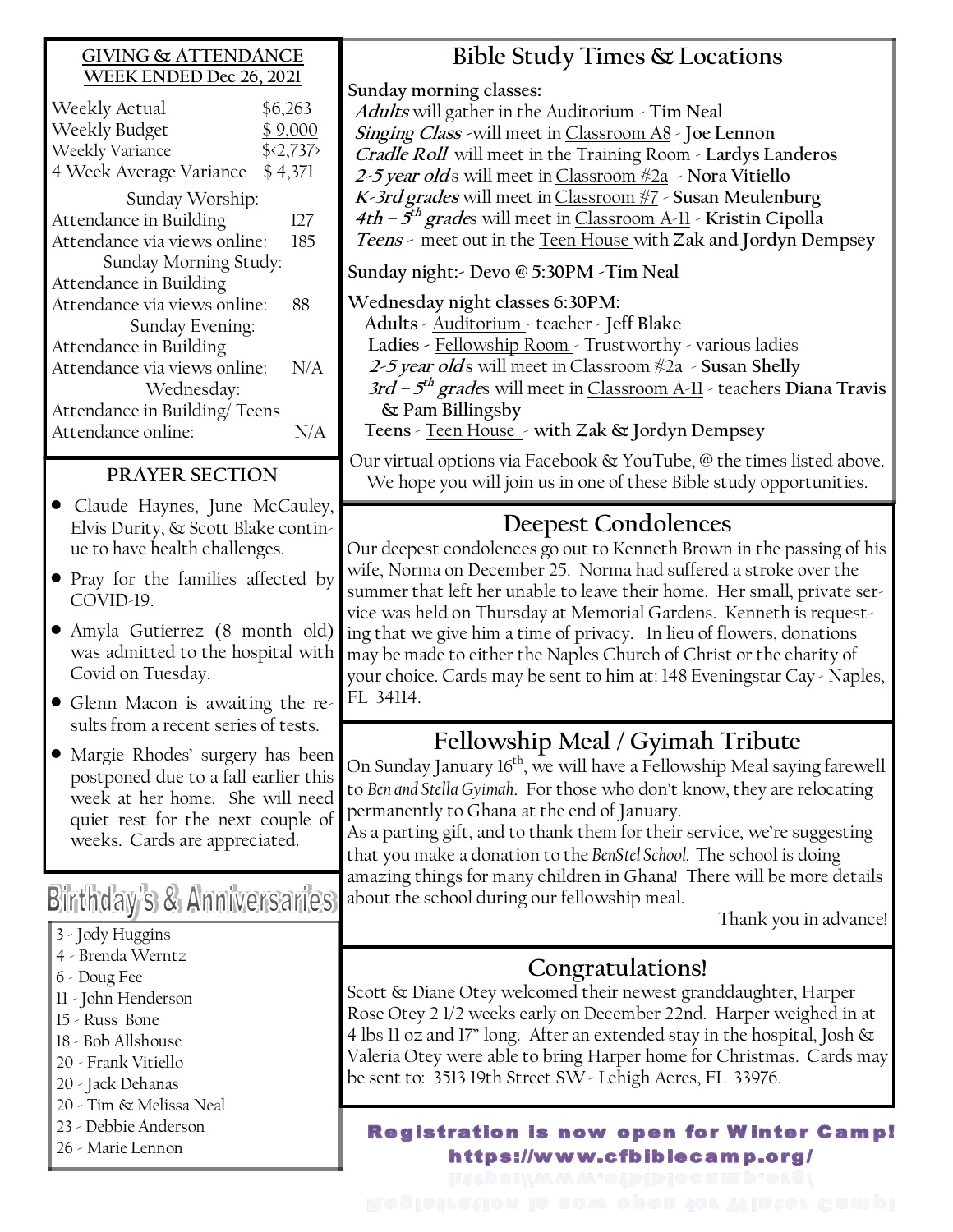## GIVING & ATTENDANCE WEEK ENDED Dec 26, 2021

| | |
|---|---|
| Weekly Actual | $6,263 |
| Weekly Budget | $ 9,000 |
| Weekly Variance | $<2,737> |
| 4 Week Average Variance | $ 4,371 |
| **Sunday Worship:** | |
| Attendance in Building | 127 |
| Attendance via views online: | 185 |
| **Sunday Morning Study:** | |
| Attendance in Building | |
| Attendance via views online: | 88 |
| **Sunday Evening:** | |
| Attendance in Building | |
| Attendance via views online: | N/A |
| **Wednesday:** | |
| Attendance in Building/ Teens | |
| Attendance online: | N/A |

## PRAYER SECTION

- Claude Haynes, June McCauley, Elvis Durity, & Scott Blake continue to have health challenges.
- Pray for the families affected by COVID-19.
- Amyla Gutierrez (8 month old) was admitted to the hospital with Covid on Tuesday.
- Glenn Macon is awaiting the results from a recent series of tests.
- Margie Rhodes' surgery has been postponed due to a fall earlier this week at her home. She will need quiet rest for the next couple of weeks. Cards are appreciated.

## Birthday's & Anniversaries

3 - Jody Huggins
4 - Brenda Werntz
6 - Doug Fee
11 - John Henderson
15 - Russ Bone
18 - Bob Allshouse
20 - Frank Vitiello
20 - Jack Dehanas
20 - Tim & Melissa Neal
23 - Debbie Anderson
26 - Marie Lennon

## Bible Study Times & Locations

**Sunday morning classes:**

***Adults*** will gather in the Auditorium - **Tim Neal**
***Singing Class*** -will meet in Classroom A8 - **Joe Lennon**
***Cradle Roll*** will meet in the Training Room - **Lardys Landeros**
***2-5 year old***s will meet in Classroom #2a - **Nora Vitiello**
***K-3rd grades*** will meet in Classroom #7 - **Susan Meulenburg**
***4th – 5th grade***s will meet in Classroom A-11 - **Kristin Cipolla**
***Teens*** - meet out in the Teen House with **Zak and Jordyn Dempsey**

**Sunday night:- Devo @ 5:30PM -Tim Neal**

**Wednesday night classes 6:30PM:**

**Adults** - Auditorium - teacher - **Jeff Blake**
**Ladies** - Fellowship Room - Trustworthy - various ladies
***2-5 year old***s will meet in Classroom #2a - **Susan Shelly**
***3rd – 5th grade***s will meet in Classroom A-11 - teachers **Diana Travis & Pam Billingsby**
**Teens** - Teen House - **with Zak & Jordyn Dempsey**

Our virtual options via Facebook & YouTube, @ the times listed above. We hope you will join us in one of these Bible study opportunities.

## Deepest Condolences

Our deepest condolences go out to Kenneth Brown in the passing of his wife, Norma on December 25. Norma had suffered a stroke over the summer that left her unable to leave their home. Her small, private service was held on Thursday at Memorial Gardens. Kenneth is requesting that we give him a time of privacy. In lieu of flowers, donations may be made to either the Naples Church of Christ or the charity of your choice. Cards may be sent to him at: 148 Eveningstar Cay - Naples, FL 34114.

## Fellowship Meal / Gyimah Tribute

On Sunday January 16th, we will have a Fellowship Meal saying farewell to *Ben and Stella Gyimah*. For those who don't know, they are relocating permanently to Ghana at the end of January.
As a parting gift, and to thank them for their service, we're suggesting that you make a donation to the *BenStel School.* The school is doing amazing things for many children in Ghana! There will be more details about the school during our fellowship meal.

Thank you in advance!

## Congratulations!

Scott & Diane Otey welcomed their newest granddaughter, Harper Rose Otey 2 1/2 weeks early on December 22nd. Harper weighed in at 4 lbs 11 oz and 17" long. After an extended stay in the hospital, Josh & Valeria Otey were able to bring Harper home for Christmas. Cards may be sent to: 3513 19th Street SW - Lehigh Acres, FL 33976.

**Registration is now open for Winter Camp!**
**https://www.cfbiblecamp.org/**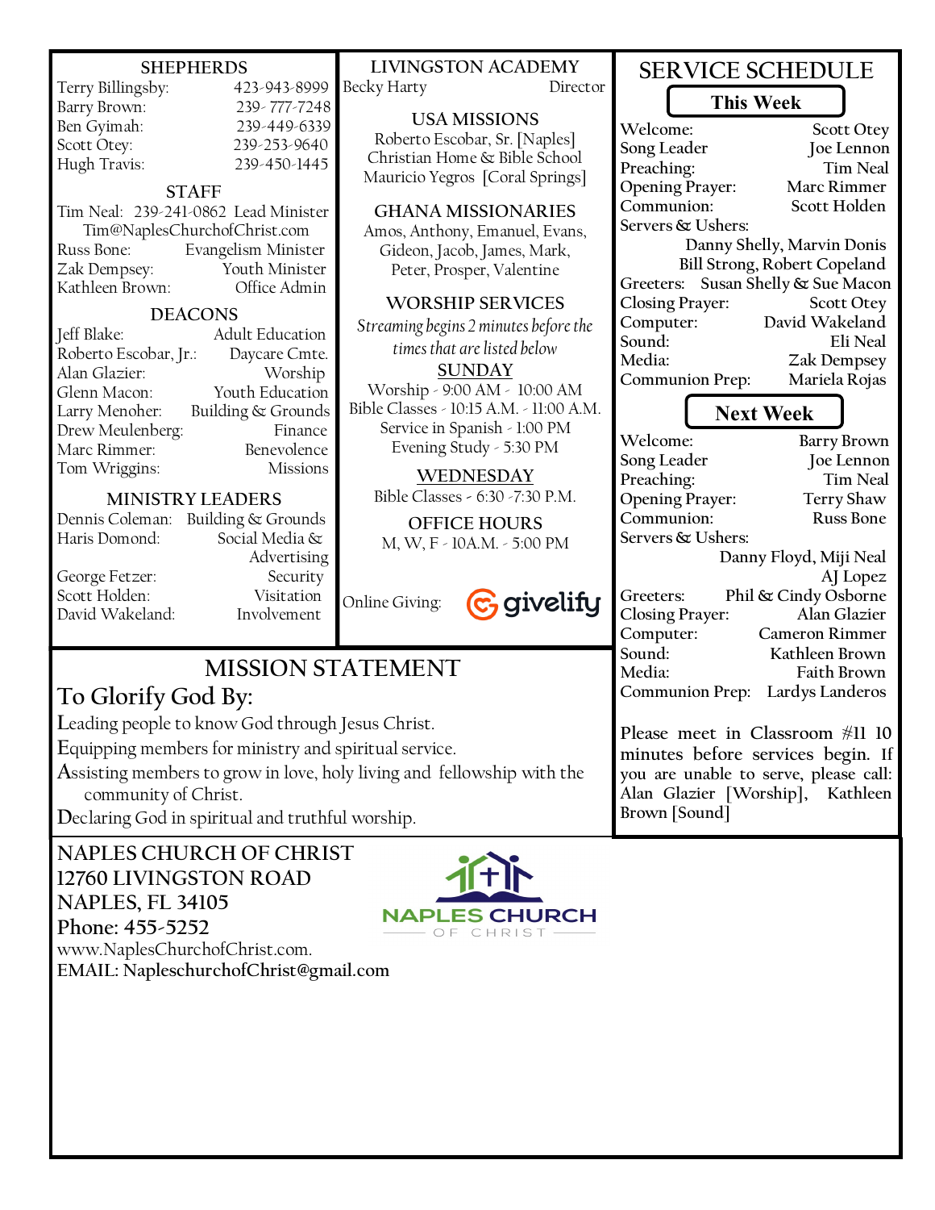## SHEPHERDS

| | |
|---|---|
| Terry Billingsby: | 423-943-8999 |
| Barry Brown: | 239- 777-7248 |
| Ben Gyimah: | 239-449-6339 |
| Scott Otey: | 239-253-9640 |
| Hugh Travis: | 239-450-1445 |

## STAFF

Tim Neal: 239-241-0862 Lead Minister
Tim@NaplesChurchofChrist.com

| | |
|---|---|
| Russ Bone: | Evangelism Minister |
| Zak Dempsey: | Youth Minister |
| Kathleen Brown: | Office Admin |

## DEACONS

| | |
|---|---|
| Jeff Blake: | Adult Education |
| Roberto Escobar, Jr.: | Daycare Cmte. |
| Alan Glazier: | Worship |
| Glenn Macon: | Youth Education |
| Larry Menoher: | Building & Grounds |
| Drew Meulenberg: | Finance |
| Marc Rimmer: | Benevolence |
| Tom Wriggins: | Missions |

## MINISTRY LEADERS

| | |
|---|---|
| Dennis Coleman: | Building & Grounds |
| Haris Domond: | Social Media & Advertising |
| George Fetzer: | Security |
| Scott Holden: | Visitation |
| David Wakeland: | Involvement |

## LIVINGSTON ACADEMY

Becky Harty — Director

## USA MISSIONS

Roberto Escobar, Sr. [Naples]
Christian Home & Bible School
Mauricio Yegros [Coral Springs]

## GHANA MISSIONARIES

Amos, Anthony, Emanuel, Evans, Gideon, Jacob, James, Mark, Peter, Prosper, Valentine

## WORSHIP SERVICES

*Streaming begins 2 minutes before the times that are listed below*

**SUNDAY**

Worship - 9:00 AM - 10:00 AM
Bible Classes - 10:15 A.M. - 11:00 A.M.
Service in Spanish - 1:00 PM
Evening Study - 5:30 PM

**WEDNESDAY**

Bible Classes - 6:30 -7:30 P.M.

## OFFICE HOURS

M, W, F - 10A.M. - 5:00 PM

Online Giving: givelify

## SERVICE SCHEDULE

### This Week

| | |
|---|---|
| Welcome: | Scott Otey |
| Song Leader | Joe Lennon |
| Preaching: | Tim Neal |
| Opening Prayer: | Marc Rimmer |
| Communion: | Scott Holden |
| Servers & Ushers: | Danny Shelly, Marvin Donis, Bill Strong, Robert Copeland |
| Greeters: | Susan Shelly & Sue Macon |
| Closing Prayer: | Scott Otey |
| Computer: | David Wakeland |
| Sound: | Eli Neal |
| Media: | Zak Dempsey |
| Communion Prep: | Mariela Rojas |

### Next Week

| | |
|---|---|
| Welcome: | Barry Brown |
| Song Leader | Joe Lennon |
| Preaching: | Tim Neal |
| Opening Prayer: | Terry Shaw |
| Communion: | Russ Bone |
| Servers & Ushers: | Danny Floyd, Miji Neal, AJ Lopez |
| Greeters: | Phil & Cindy Osborne |
| Closing Prayer: | Alan Glazier |
| Computer: | Cameron Rimmer |
| Sound: | Kathleen Brown |
| Media: | Faith Brown |
| Communion Prep: | Lardys Landeros |

Please meet in Classroom #11 10 minutes before services begin. If you are unable to serve, please call: Alan Glazier [Worship], Kathleen Brown [Sound]

## MISSION STATEMENT

### To Glorify God By:

Leading people to know God through Jesus Christ.
Equipping members for ministry and spiritual service.
Assisting members to grow in love, holy living and fellowship with the community of Christ.
Declaring God in spiritual and truthful worship.

**NAPLES CHURCH OF CHRIST**
**12760 LIVINGSTON ROAD**
**NAPLES, FL 34105**
**Phone: 455-5252**
www.NaplesChurchofChrist.com.
**EMAIL: NapleschurchofChrist@gmail.com**

NAPLES CHURCH OF CHRIST